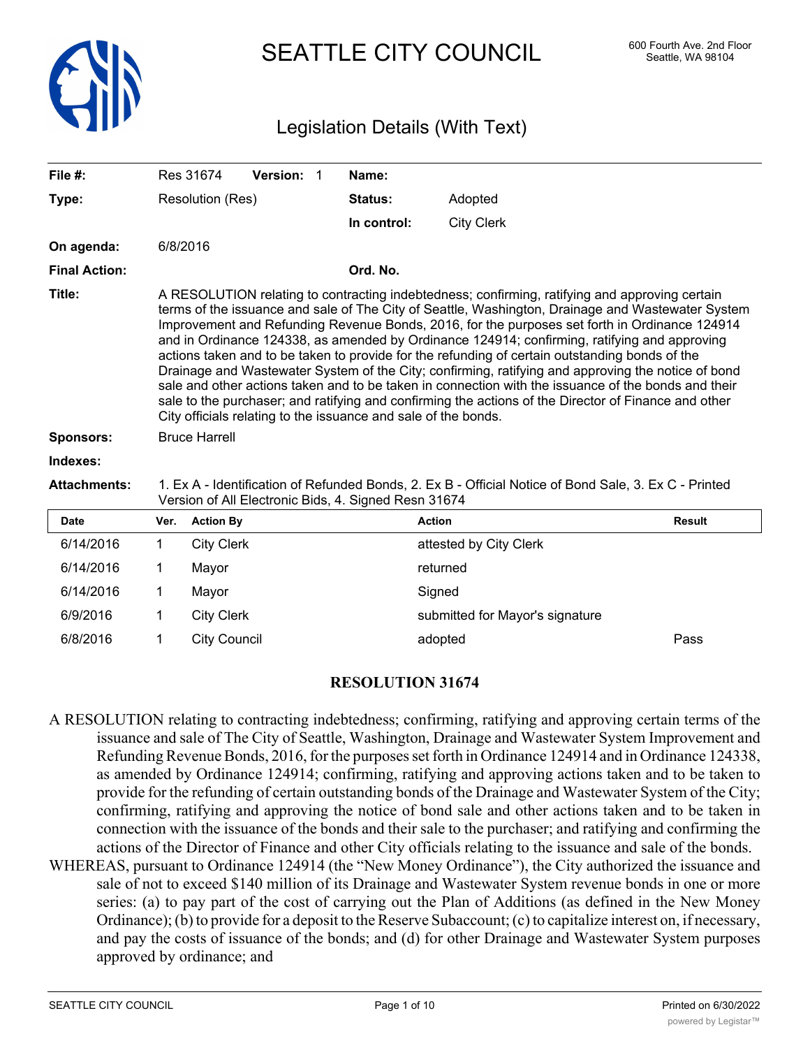# SEATTLE CITY COUNCIL

600 Fourth Ave. 2nd Floor
Seattle, WA 98104

## Legislation Details (With Text)

| | | | |
|---|---|---|---|
| **File #:** | Res 31674 **Version:** 1 | **Name:** | |
| **Type:** | Resolution (Res) | **Status:** | Adopted |
| | | **In control:** | City Clerk |
| **On agenda:** | 6/8/2016 | | |
| **Final Action:** | | **Ord. No.** | |

**Title:** A RESOLUTION relating to contracting indebtedness; confirming, ratifying and approving certain terms of the issuance and sale of The City of Seattle, Washington, Drainage and Wastewater System Improvement and Refunding Revenue Bonds, 2016, for the purposes set forth in Ordinance 124914 and in Ordinance 124338, as amended by Ordinance 124914; confirming, ratifying and approving actions taken and to be taken to provide for the refunding of certain outstanding bonds of the Drainage and Wastewater System of the City; confirming, ratifying and approving the notice of bond sale and other actions taken and to be taken in connection with the issuance of the bonds and their sale to the purchaser; and ratifying and confirming the actions of the Director of Finance and other City officials relating to the issuance and sale of the bonds.

**Sponsors:** Bruce Harrell

**Indexes:**

**Attachments:** 1. Ex A - Identification of Refunded Bonds, 2. Ex B - Official Notice of Bond Sale, 3. Ex C - Printed Version of All Electronic Bids, 4. Signed Resn 31674

| Date | Ver. | Action By | Action | Result |
|---|---|---|---|---|
| 6/14/2016 | 1 | City Clerk | attested by City Clerk | |
| 6/14/2016 | 1 | Mayor | returned | |
| 6/14/2016 | 1 | Mayor | Signed | |
| 6/9/2016 | 1 | City Clerk | submitted for Mayor's signature | |
| 6/8/2016 | 1 | City Council | adopted | Pass |

**RESOLUTION 31674**

A RESOLUTION relating to contracting indebtedness; confirming, ratifying and approving certain terms of the issuance and sale of The City of Seattle, Washington, Drainage and Wastewater System Improvement and Refunding Revenue Bonds, 2016, for the purposes set forth in Ordinance 124914 and in Ordinance 124338, as amended by Ordinance 124914; confirming, ratifying and approving actions taken and to be taken to provide for the refunding of certain outstanding bonds of the Drainage and Wastewater System of the City; confirming, ratifying and approving the notice of bond sale and other actions taken and to be taken in connection with the issuance of the bonds and their sale to the purchaser; and ratifying and confirming the actions of the Director of Finance and other City officials relating to the issuance and sale of the bonds.

WHEREAS, pursuant to Ordinance 124914 (the "New Money Ordinance"), the City authorized the issuance and sale of not to exceed $140 million of its Drainage and Wastewater System revenue bonds in one or more series: (a) to pay part of the cost of carrying out the Plan of Additions (as defined in the New Money Ordinance); (b) to provide for a deposit to the Reserve Subaccount; (c) to capitalize interest on, if necessary, and pay the costs of issuance of the bonds; and (d) for other Drainage and Wastewater System purposes approved by ordinance; and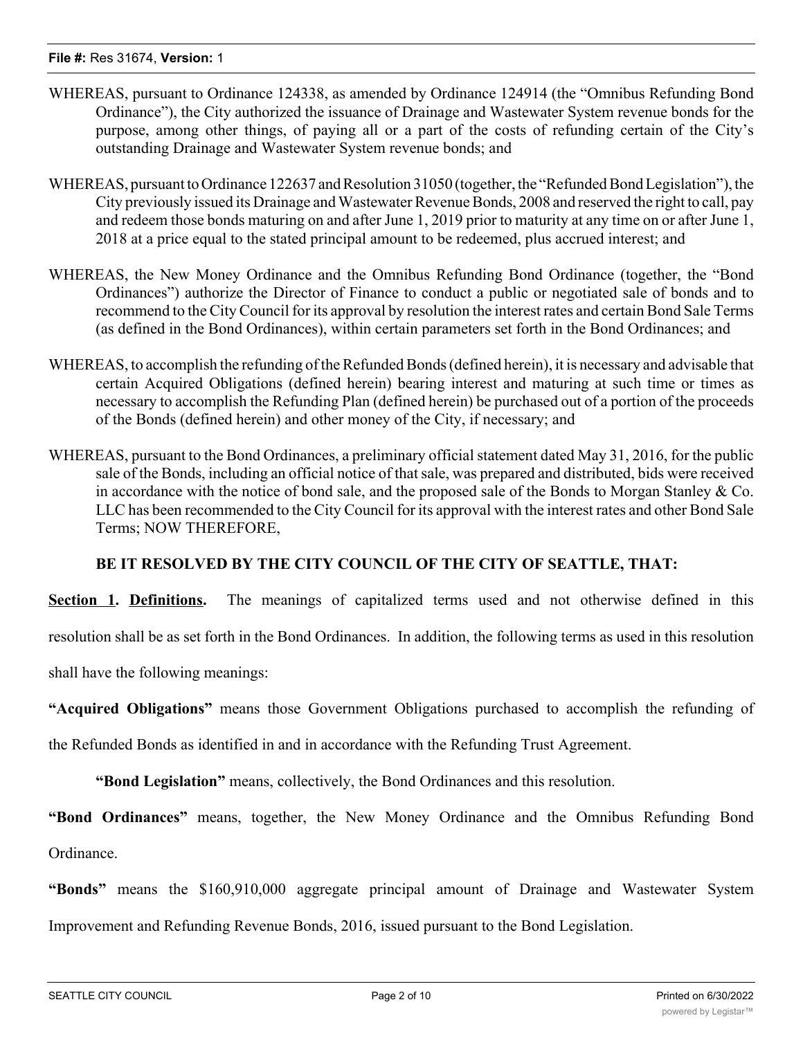WHEREAS, pursuant to Ordinance 124338, as amended by Ordinance 124914 (the "Omnibus Refunding Bond Ordinance"), the City authorized the issuance of Drainage and Wastewater System revenue bonds for the purpose, among other things, of paying all or a part of the costs of refunding certain of the City's outstanding Drainage and Wastewater System revenue bonds; and

WHEREAS, pursuant to Ordinance 122637 and Resolution 31050 (together, the "Refunded Bond Legislation"), the City previously issued its Drainage and Wastewater Revenue Bonds, 2008 and reserved the right to call, pay and redeem those bonds maturing on and after June 1, 2019 prior to maturity at any time on or after June 1, 2018 at a price equal to the stated principal amount to be redeemed, plus accrued interest; and

WHEREAS, the New Money Ordinance and the Omnibus Refunding Bond Ordinance (together, the "Bond Ordinances") authorize the Director of Finance to conduct a public or negotiated sale of bonds and to recommend to the City Council for its approval by resolution the interest rates and certain Bond Sale Terms (as defined in the Bond Ordinances), within certain parameters set forth in the Bond Ordinances; and

WHEREAS, to accomplish the refunding of the Refunded Bonds (defined herein), it is necessary and advisable that certain Acquired Obligations (defined herein) bearing interest and maturing at such time or times as necessary to accomplish the Refunding Plan (defined herein) be purchased out of a portion of the proceeds of the Bonds (defined herein) and other money of the City, if necessary; and

WHEREAS, pursuant to the Bond Ordinances, a preliminary official statement dated May 31, 2016, for the public sale of the Bonds, including an official notice of that sale, was prepared and distributed, bids were received in accordance with the notice of bond sale, and the proposed sale of the Bonds to Morgan Stanley & Co. LLC has been recommended to the City Council for its approval with the interest rates and other Bond Sale Terms; NOW THEREFORE,

**BE IT RESOLVED BY THE CITY COUNCIL OF THE CITY OF SEATTLE, THAT:**

**Section 1. Definitions.** The meanings of capitalized terms used and not otherwise defined in this resolution shall be as set forth in the Bond Ordinances. In addition, the following terms as used in this resolution shall have the following meanings:

**"Acquired Obligations"** means those Government Obligations purchased to accomplish the refunding of the Refunded Bonds as identified in and in accordance with the Refunding Trust Agreement.

**"Bond Legislation"** means, collectively, the Bond Ordinances and this resolution.

**"Bond Ordinances"** means, together, the New Money Ordinance and the Omnibus Refunding Bond Ordinance.

**"Bonds"** means the $160,910,000 aggregate principal amount of Drainage and Wastewater System Improvement and Refunding Revenue Bonds, 2016, issued pursuant to the Bond Legislation.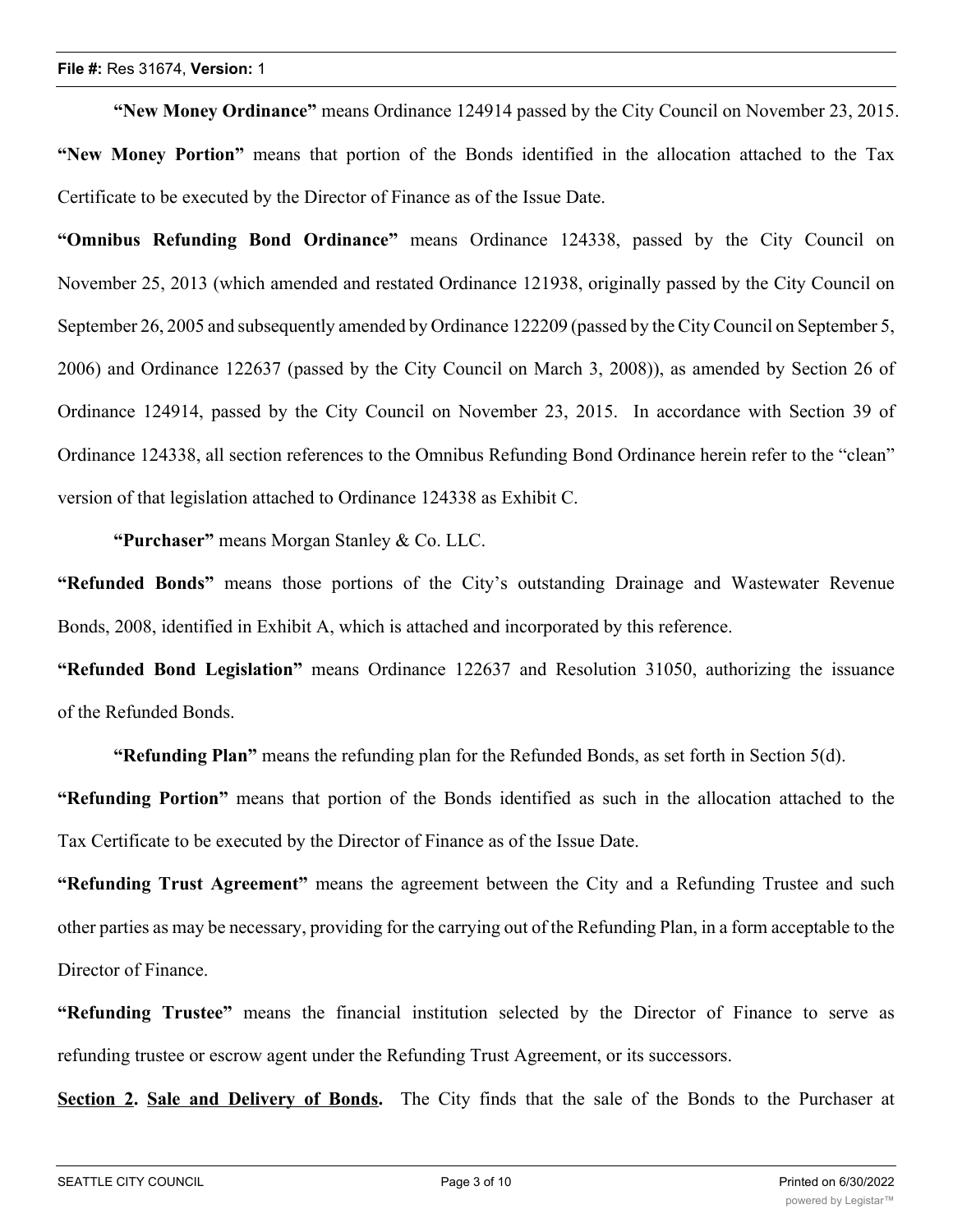**“New Money Ordinance”** means Ordinance 124914 passed by the City Council on November 23, 2015.

**“New Money Portion”** means that portion of the Bonds identified in the allocation attached to the Tax Certificate to be executed by the Director of Finance as of the Issue Date.

**“Omnibus Refunding Bond Ordinance”** means Ordinance 124338, passed by the City Council on November 25, 2013 (which amended and restated Ordinance 121938, originally passed by the City Council on September 26, 2005 and subsequently amended by Ordinance 122209 (passed by the City Council on September 5, 2006) and Ordinance 122637 (passed by the City Council on March 3, 2008)), as amended by Section 26 of Ordinance 124914, passed by the City Council on November 23, 2015. In accordance with Section 39 of Ordinance 124338, all section references to the Omnibus Refunding Bond Ordinance herein refer to the “clean” version of that legislation attached to Ordinance 124338 as Exhibit C.

**“Purchaser”** means Morgan Stanley & Co. LLC.

**“Refunded Bonds”** means those portions of the City’s outstanding Drainage and Wastewater Revenue Bonds, 2008, identified in Exhibit A, which is attached and incorporated by this reference.

**“Refunded Bond Legislation”** means Ordinance 122637 and Resolution 31050, authorizing the issuance of the Refunded Bonds.

**“Refunding Plan”** means the refunding plan for the Refunded Bonds, as set forth in Section 5(d).

**“Refunding Portion”** means that portion of the Bonds identified as such in the allocation attached to the Tax Certificate to be executed by the Director of Finance as of the Issue Date.

**“Refunding Trust Agreement”** means the agreement between the City and a Refunding Trustee and such other parties as may be necessary, providing for the carrying out of the Refunding Plan, in a form acceptable to the Director of Finance.

**“Refunding Trustee”** means the financial institution selected by the Director of Finance to serve as refunding trustee or escrow agent under the Refunding Trust Agreement, or its successors.

**Section 2. Sale and Delivery of Bonds.** The City finds that the sale of the Bonds to the Purchaser at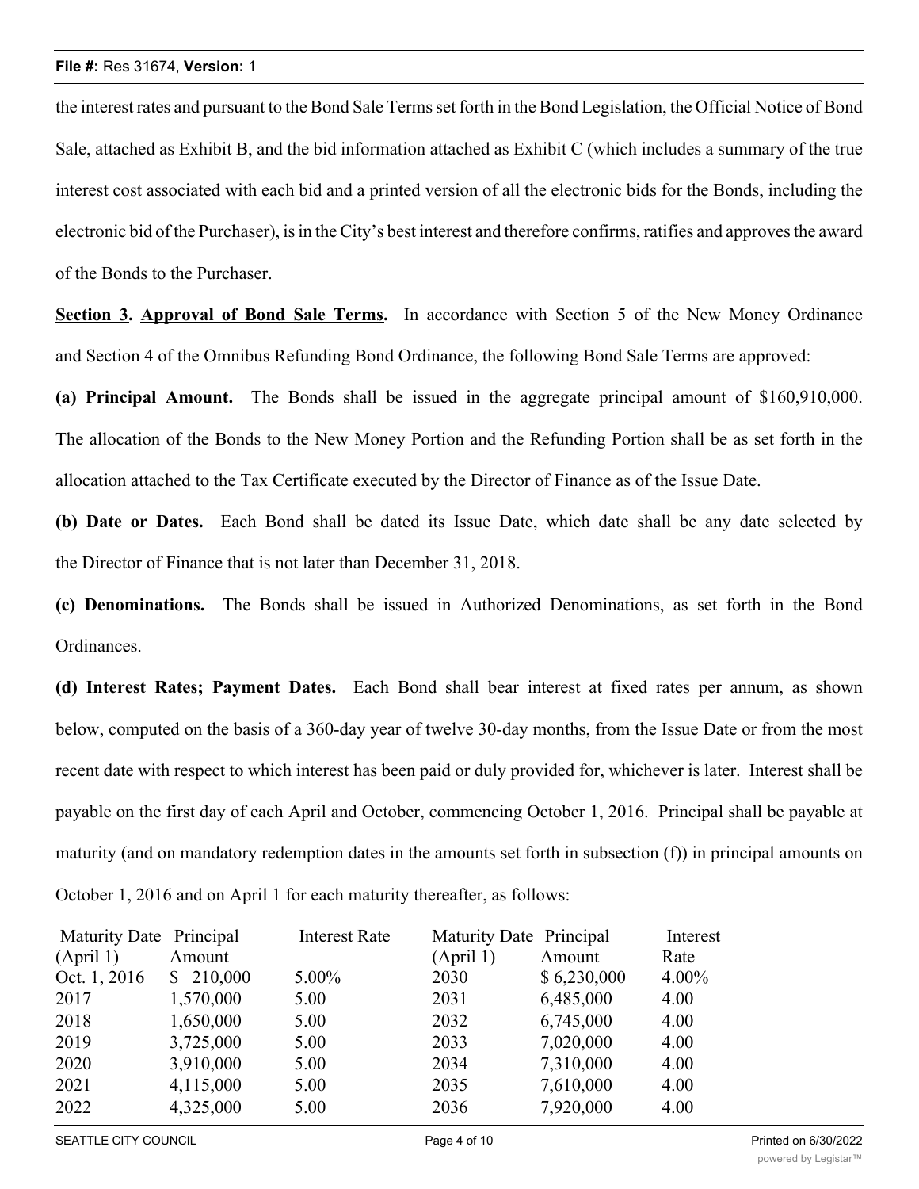the interest rates and pursuant to the Bond Sale Terms set forth in the Bond Legislation, the Official Notice of Bond Sale, attached as Exhibit B, and the bid information attached as Exhibit C (which includes a summary of the true interest cost associated with each bid and a printed version of all the electronic bids for the Bonds, including the electronic bid of the Purchaser), is in the City's best interest and therefore confirms, ratifies and approves the award of the Bonds to the Purchaser.

**Section 3. Approval of Bond Sale Terms.** In accordance with Section 5 of the New Money Ordinance and Section 4 of the Omnibus Refunding Bond Ordinance, the following Bond Sale Terms are approved:

**(a) Principal Amount.** The Bonds shall be issued in the aggregate principal amount of $160,910,000. The allocation of the Bonds to the New Money Portion and the Refunding Portion shall be as set forth in the allocation attached to the Tax Certificate executed by the Director of Finance as of the Issue Date.

**(b) Date or Dates.** Each Bond shall be dated its Issue Date, which date shall be any date selected by the Director of Finance that is not later than December 31, 2018.

**(c) Denominations.** The Bonds shall be issued in Authorized Denominations, as set forth in the Bond Ordinances.

**(d) Interest Rates; Payment Dates.** Each Bond shall bear interest at fixed rates per annum, as shown below, computed on the basis of a 360-day year of twelve 30-day months, from the Issue Date or from the most recent date with respect to which interest has been paid or duly provided for, whichever is later. Interest shall be payable on the first day of each April and October, commencing October 1, 2016. Principal shall be payable at maturity (and on mandatory redemption dates in the amounts set forth in subsection (f)) in principal amounts on October 1, 2016 and on April 1 for each maturity thereafter, as follows:

| Maturity Date (April 1) | Principal Amount | Interest Rate | Maturity Date (April 1) | Principal Amount | Interest Rate |
|---|---|---|---|---|---|
| Oct. 1, 2016 | $ 210,000 | 5.00% | 2030 | $ 6,230,000 | 4.00% |
| 2017 | 1,570,000 | 5.00 | 2031 | 6,485,000 | 4.00 |
| 2018 | 1,650,000 | 5.00 | 2032 | 6,745,000 | 4.00 |
| 2019 | 3,725,000 | 5.00 | 2033 | 7,020,000 | 4.00 |
| 2020 | 3,910,000 | 5.00 | 2034 | 7,310,000 | 4.00 |
| 2021 | 4,115,000 | 5.00 | 2035 | 7,610,000 | 4.00 |
| 2022 | 4,325,000 | 5.00 | 2036 | 7,920,000 | 4.00 |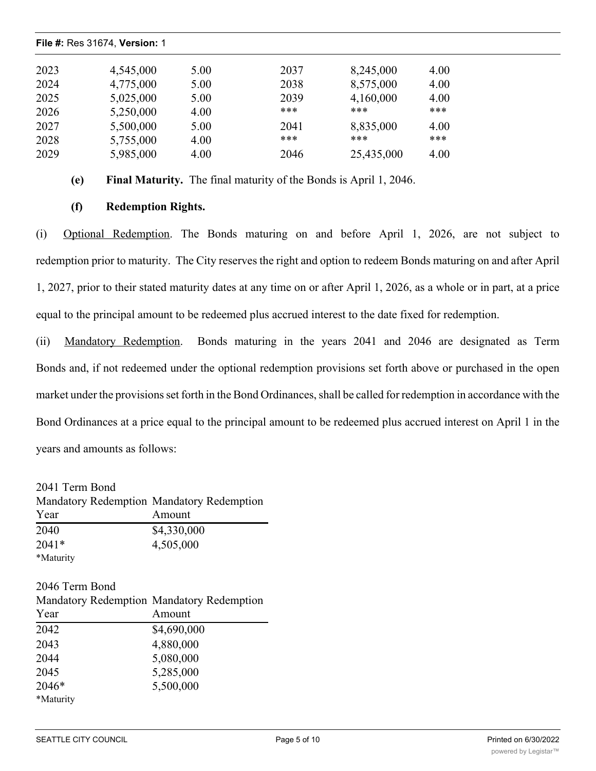| | | | | | |
|---|---|---|---|---|---|
| 2023 | 4,545,000 | 5.00 | 2037 | 8,245,000 | 4.00 |
| 2024 | 4,775,000 | 5.00 | 2038 | 8,575,000 | 4.00 |
| 2025 | 5,025,000 | 5.00 | 2039 | 4,160,000 | 4.00 |
| 2026 | 5,250,000 | 4.00 | *** | *** | *** |
| 2027 | 5,500,000 | 5.00 | 2041 | 8,835,000 | 4.00 |
| 2028 | 5,755,000 | 4.00 | *** | *** | *** |
| 2029 | 5,985,000 | 4.00 | 2046 | 25,435,000 | 4.00 |

**(e) Final Maturity.** The final maturity of the Bonds is April 1, 2046.

**(f) Redemption Rights.**

(i) Optional Redemption. The Bonds maturing on and before April 1, 2026, are not subject to redemption prior to maturity. The City reserves the right and option to redeem Bonds maturing on and after April 1, 2027, prior to their stated maturity dates at any time on or after April 1, 2026, as a whole or in part, at a price equal to the principal amount to be redeemed plus accrued interest to the date fixed for redemption.

(ii) Mandatory Redemption. Bonds maturing in the years 2041 and 2046 are designated as Term Bonds and, if not redeemed under the optional redemption provisions set forth above or purchased in the open market under the provisions set forth in the Bond Ordinances, shall be called for redemption in accordance with the Bond Ordinances at a price equal to the principal amount to be redeemed plus accrued interest on April 1 in the years and amounts as follows:

2041 Term Bond

| Mandatory Redemption Year | Mandatory Redemption Amount |
|---|---|
| 2040 | $4,330,000 |
| 2041* | 4,505,000 |

*Maturity

2046 Term Bond

| Mandatory Redemption Year | Mandatory Redemption Amount |
|---|---|
| 2042 | $4,690,000 |
| 2043 | 4,880,000 |
| 2044 | 5,080,000 |
| 2045 | 5,285,000 |
| 2046* | 5,500,000 |

*Maturity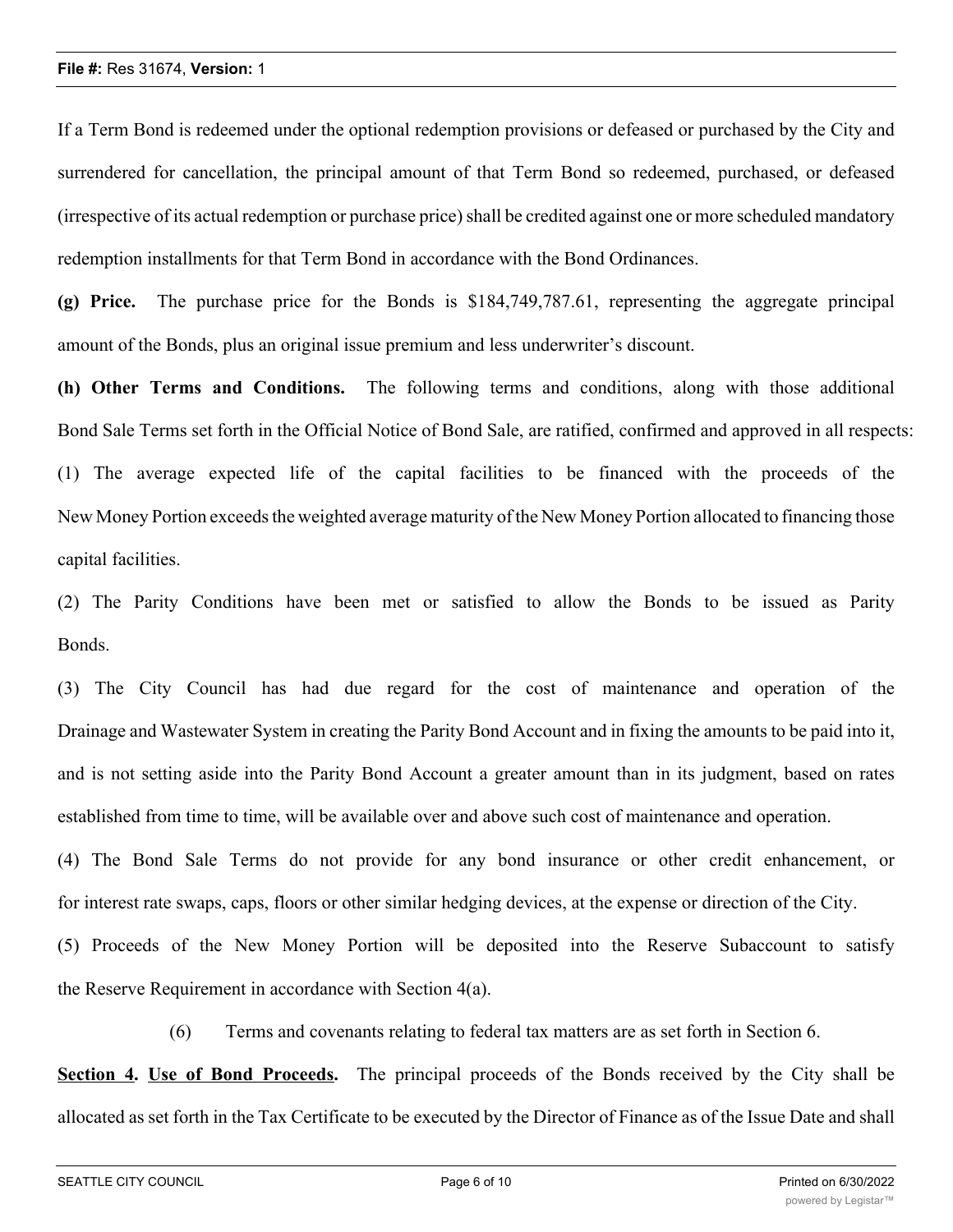If a Term Bond is redeemed under the optional redemption provisions or defeased or purchased by the City and surrendered for cancellation, the principal amount of that Term Bond so redeemed, purchased, or defeased (irrespective of its actual redemption or purchase price) shall be credited against one or more scheduled mandatory redemption installments for that Term Bond in accordance with the Bond Ordinances.

**(g) Price.** The purchase price for the Bonds is $184,749,787.61, representing the aggregate principal amount of the Bonds, plus an original issue premium and less underwriter's discount.

**(h) Other Terms and Conditions.** The following terms and conditions, along with those additional Bond Sale Terms set forth in the Official Notice of Bond Sale, are ratified, confirmed and approved in all respects:

(1) The average expected life of the capital facilities to be financed with the proceeds of the New Money Portion exceeds the weighted average maturity of the New Money Portion allocated to financing those capital facilities.

(2) The Parity Conditions have been met or satisfied to allow the Bonds to be issued as Parity Bonds.

(3) The City Council has had due regard for the cost of maintenance and operation of the Drainage and Wastewater System in creating the Parity Bond Account and in fixing the amounts to be paid into it, and is not setting aside into the Parity Bond Account a greater amount than in its judgment, based on rates established from time to time, will be available over and above such cost of maintenance and operation.

(4) The Bond Sale Terms do not provide for any bond insurance or other credit enhancement, or for interest rate swaps, caps, floors or other similar hedging devices, at the expense or direction of the City.

(5) Proceeds of the New Money Portion will be deposited into the Reserve Subaccount to satisfy the Reserve Requirement in accordance with Section 4(a).

(6) Terms and covenants relating to federal tax matters are as set forth in Section 6.

**<u>Section 4</u>. <u>Use of Bond Proceeds</u>.** The principal proceeds of the Bonds received by the City shall be allocated as set forth in the Tax Certificate to be executed by the Director of Finance as of the Issue Date and shall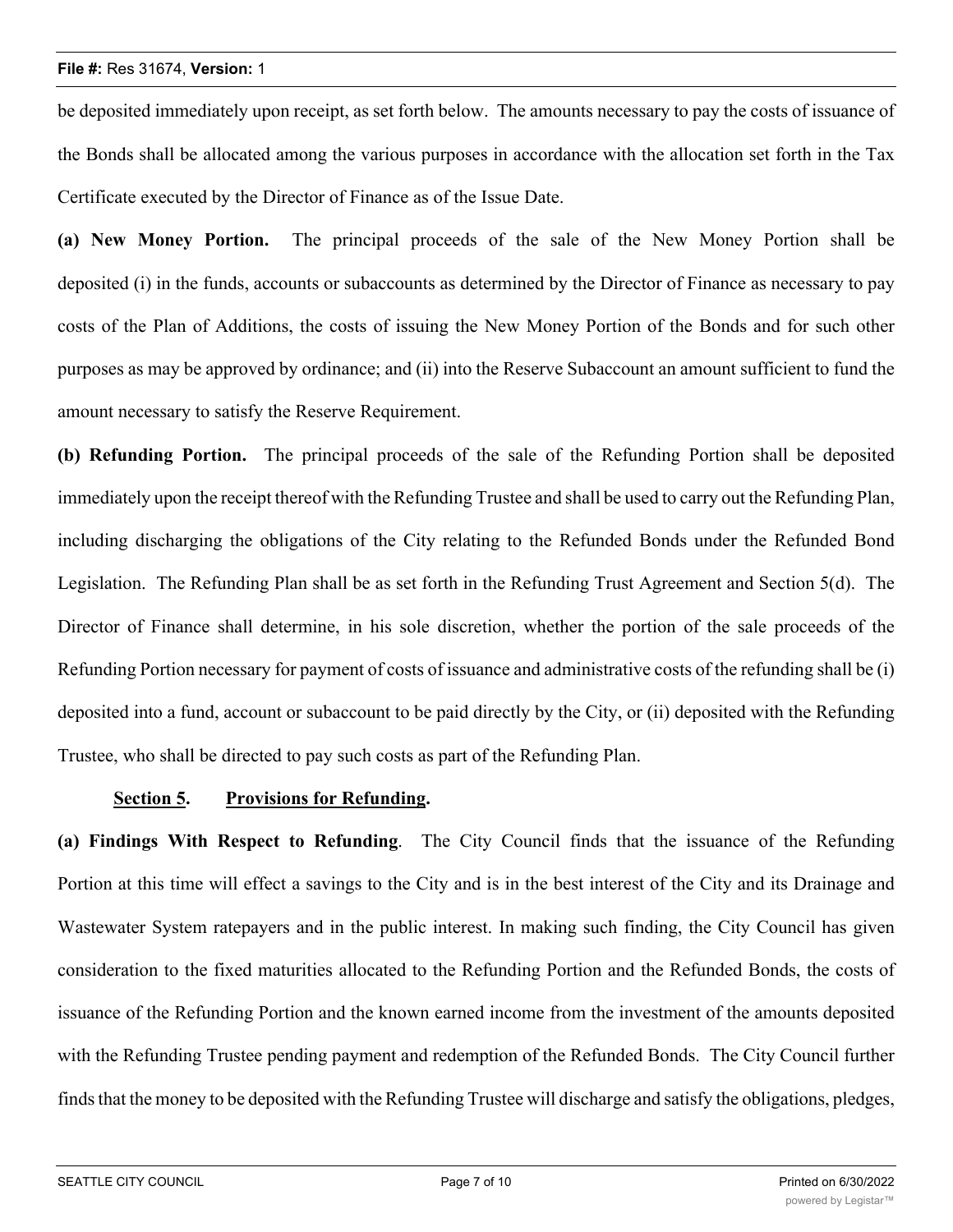be deposited immediately upon receipt, as set forth below. The amounts necessary to pay the costs of issuance of the Bonds shall be allocated among the various purposes in accordance with the allocation set forth in the Tax Certificate executed by the Director of Finance as of the Issue Date.

**(a) New Money Portion.** The principal proceeds of the sale of the New Money Portion shall be deposited (i) in the funds, accounts or subaccounts as determined by the Director of Finance as necessary to pay costs of the Plan of Additions, the costs of issuing the New Money Portion of the Bonds and for such other purposes as may be approved by ordinance; and (ii) into the Reserve Subaccount an amount sufficient to fund the amount necessary to satisfy the Reserve Requirement.

**(b) Refunding Portion.** The principal proceeds of the sale of the Refunding Portion shall be deposited immediately upon the receipt thereof with the Refunding Trustee and shall be used to carry out the Refunding Plan, including discharging the obligations of the City relating to the Refunded Bonds under the Refunded Bond Legislation. The Refunding Plan shall be as set forth in the Refunding Trust Agreement and Section 5(d). The Director of Finance shall determine, in his sole discretion, whether the portion of the sale proceeds of the Refunding Portion necessary for payment of costs of issuance and administrative costs of the refunding shall be (i) deposited into a fund, account or subaccount to be paid directly by the City, or (ii) deposited with the Refunding Trustee, who shall be directed to pay such costs as part of the Refunding Plan.

**<u>Section 5</u>. <u>Provisions for Refunding</u>.**

**(a) Findings With Respect to Refunding**. The City Council finds that the issuance of the Refunding Portion at this time will effect a savings to the City and is in the best interest of the City and its Drainage and Wastewater System ratepayers and in the public interest. In making such finding, the City Council has given consideration to the fixed maturities allocated to the Refunding Portion and the Refunded Bonds, the costs of issuance of the Refunding Portion and the known earned income from the investment of the amounts deposited with the Refunding Trustee pending payment and redemption of the Refunded Bonds. The City Council further finds that the money to be deposited with the Refunding Trustee will discharge and satisfy the obligations, pledges,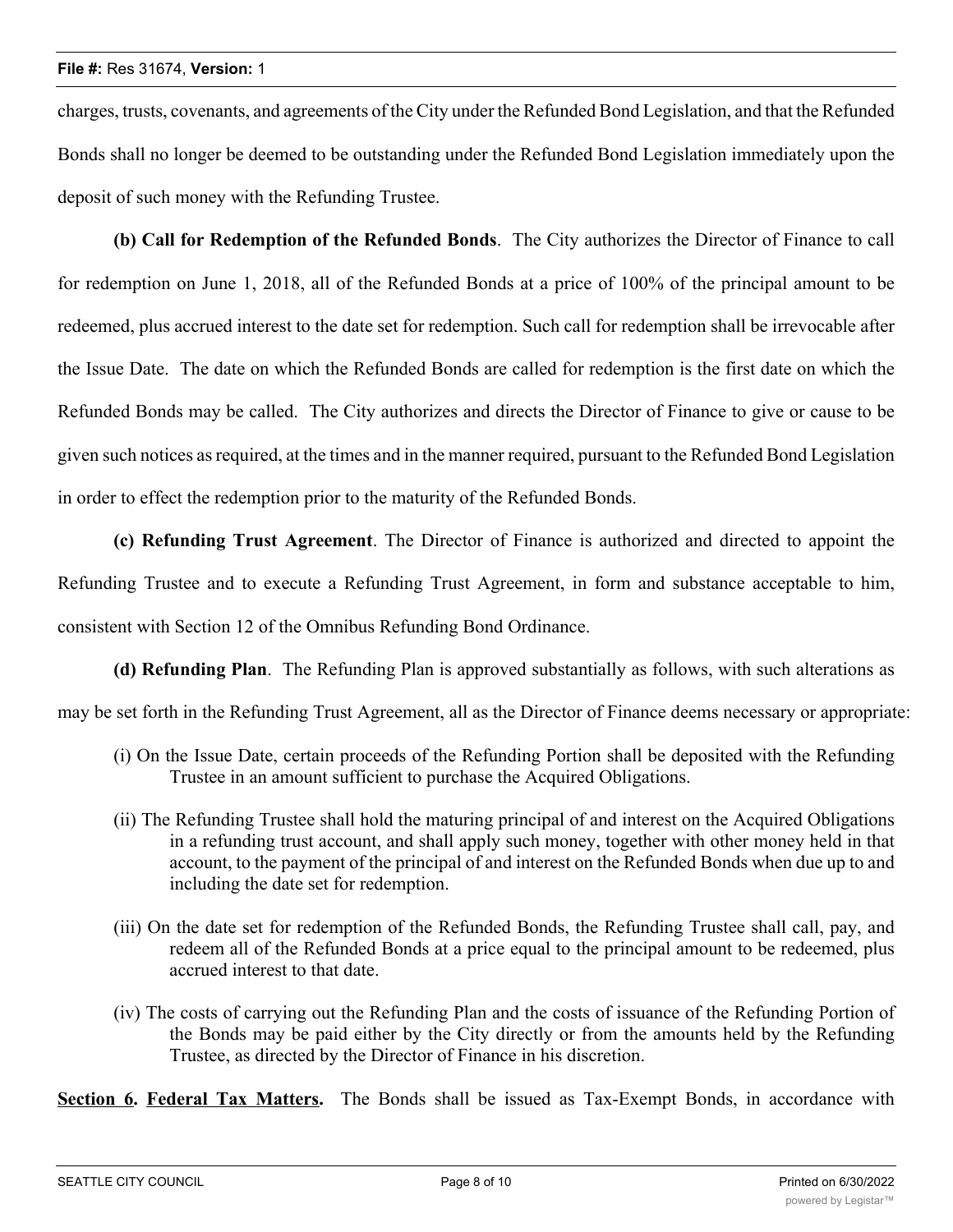charges, trusts, covenants, and agreements of the City under the Refunded Bond Legislation, and that the Refunded Bonds shall no longer be deemed to be outstanding under the Refunded Bond Legislation immediately upon the deposit of such money with the Refunding Trustee.

**(b) Call for Redemption of the Refunded Bonds**. The City authorizes the Director of Finance to call for redemption on June 1, 2018, all of the Refunded Bonds at a price of 100% of the principal amount to be redeemed, plus accrued interest to the date set for redemption. Such call for redemption shall be irrevocable after the Issue Date. The date on which the Refunded Bonds are called for redemption is the first date on which the Refunded Bonds may be called. The City authorizes and directs the Director of Finance to give or cause to be given such notices as required, at the times and in the manner required, pursuant to the Refunded Bond Legislation in order to effect the redemption prior to the maturity of the Refunded Bonds.

**(c) Refunding Trust Agreement**. The Director of Finance is authorized and directed to appoint the Refunding Trustee and to execute a Refunding Trust Agreement, in form and substance acceptable to him, consistent with Section 12 of the Omnibus Refunding Bond Ordinance.

**(d) Refunding Plan**. The Refunding Plan is approved substantially as follows, with such alterations as may be set forth in the Refunding Trust Agreement, all as the Director of Finance deems necessary or appropriate:

(i) On the Issue Date, certain proceeds of the Refunding Portion shall be deposited with the Refunding Trustee in an amount sufficient to purchase the Acquired Obligations.

(ii) The Refunding Trustee shall hold the maturing principal of and interest on the Acquired Obligations in a refunding trust account, and shall apply such money, together with other money held in that account, to the payment of the principal of and interest on the Refunded Bonds when due up to and including the date set for redemption.

(iii) On the date set for redemption of the Refunded Bonds, the Refunding Trustee shall call, pay, and redeem all of the Refunded Bonds at a price equal to the principal amount to be redeemed, plus accrued interest to that date.

(iv) The costs of carrying out the Refunding Plan and the costs of issuance of the Refunding Portion of the Bonds may be paid either by the City directly or from the amounts held by the Refunding Trustee, as directed by the Director of Finance in his discretion.

**Section 6. Federal Tax Matters.** The Bonds shall be issued as Tax-Exempt Bonds, in accordance with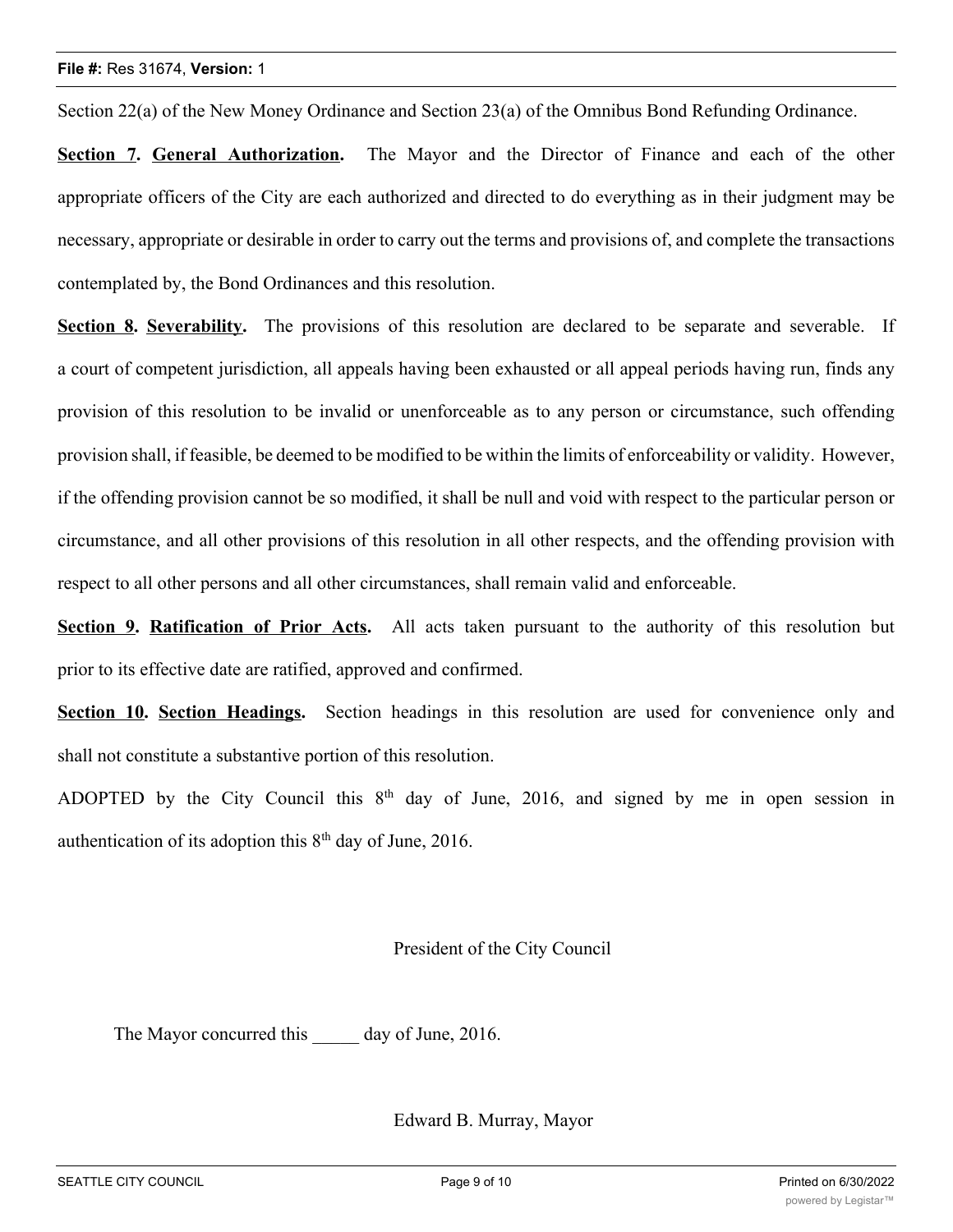Section 22(a) of the New Money Ordinance and Section 23(a) of the Omnibus Bond Refunding Ordinance.

**Section 7. General Authorization.** The Mayor and the Director of Finance and each of the other appropriate officers of the City are each authorized and directed to do everything as in their judgment may be necessary, appropriate or desirable in order to carry out the terms and provisions of, and complete the transactions contemplated by, the Bond Ordinances and this resolution.

**Section 8. Severability.** The provisions of this resolution are declared to be separate and severable. If a court of competent jurisdiction, all appeals having been exhausted or all appeal periods having run, finds any provision of this resolution to be invalid or unenforceable as to any person or circumstance, such offending provision shall, if feasible, be deemed to be modified to be within the limits of enforceability or validity. However, if the offending provision cannot be so modified, it shall be null and void with respect to the particular person or circumstance, and all other provisions of this resolution in all other respects, and the offending provision with respect to all other persons and all other circumstances, shall remain valid and enforceable.

**Section 9. Ratification of Prior Acts.** All acts taken pursuant to the authority of this resolution but prior to its effective date are ratified, approved and confirmed.

**Section 10. Section Headings.** Section headings in this resolution are used for convenience only and shall not constitute a substantive portion of this resolution.

ADOPTED by the City Council this 8th day of June, 2016, and signed by me in open session in authentication of its adoption this 8th day of June, 2016.

President of the City Council

The Mayor concurred this _____ day of June, 2016.

Edward B. Murray, Mayor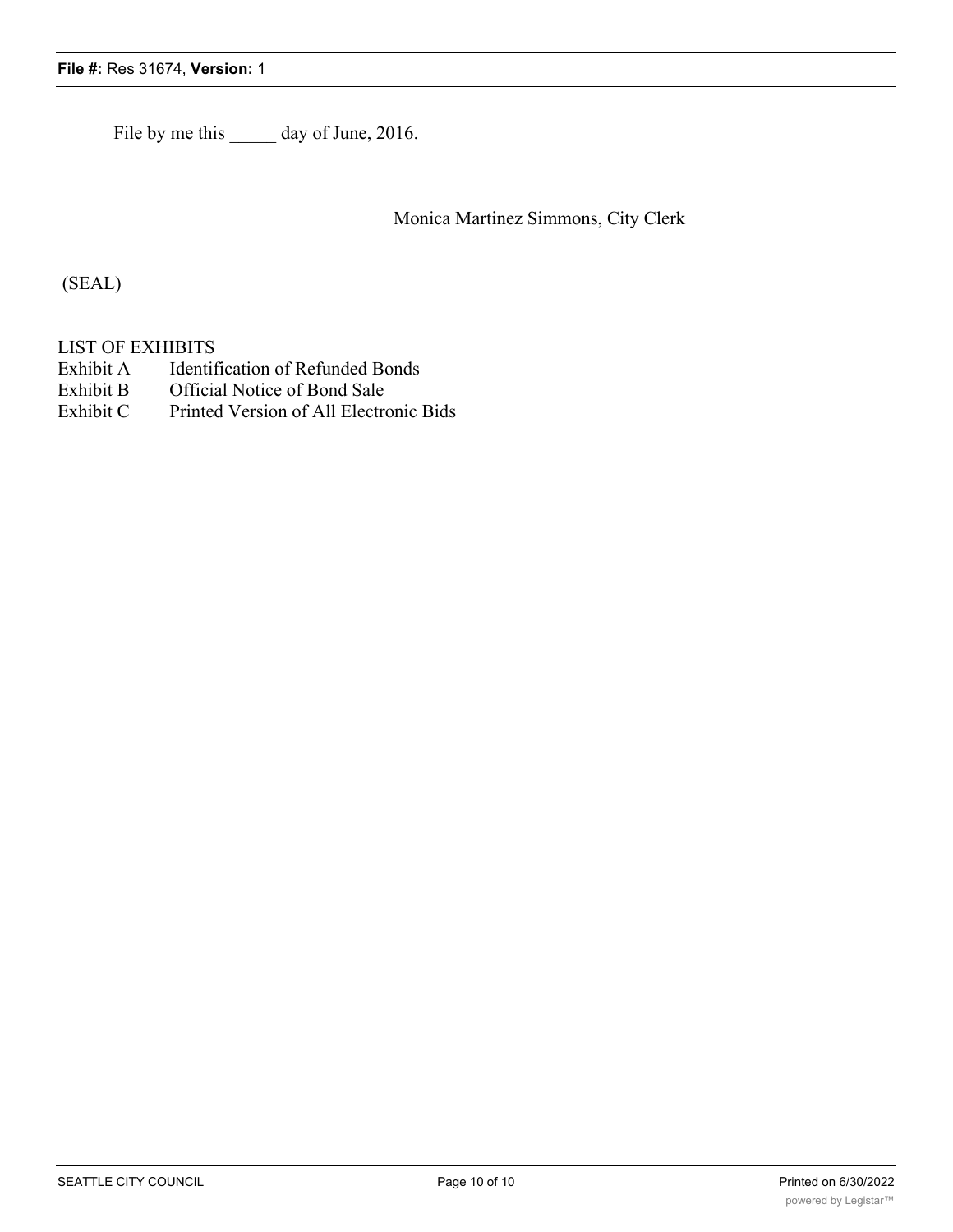File by me this _____ day of June, 2016.

Monica Martinez Simmons, City Clerk

(SEAL)

LIST OF EXHIBITS

| | |
|---|---|
| Exhibit A | Identification of Refunded Bonds |
| Exhibit B | Official Notice of Bond Sale |
| Exhibit C | Printed Version of All Electronic Bids |